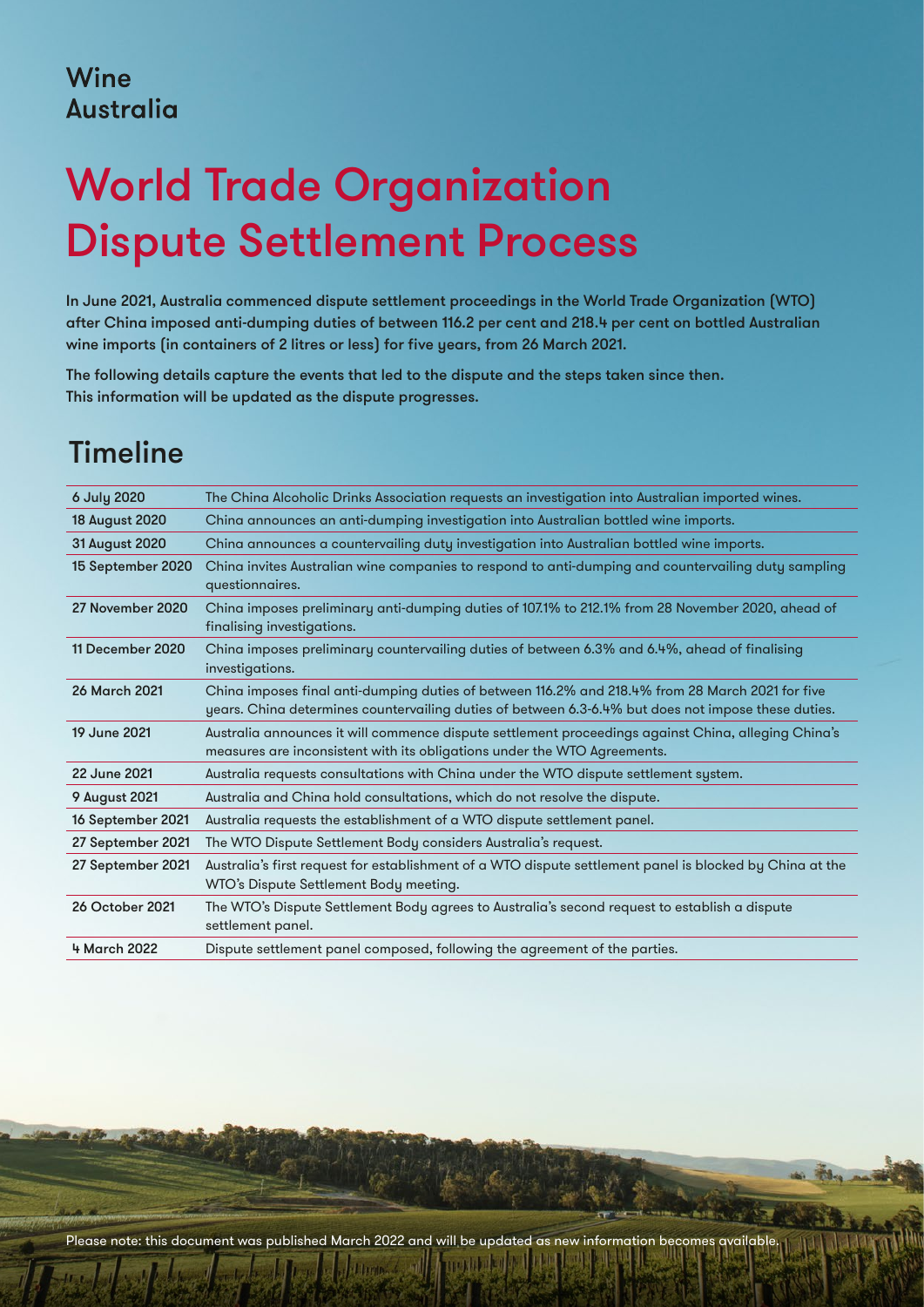Wine
Australia

# World Trade Organization Dispute Settlement Process

**In June 2021, Australia commenced dispute settlement proceedings in the World Trade Organization (WTO) after China imposed anti-dumping duties of between 116.2 per cent and 218.4 per cent on bottled Australian wine imports (in containers of 2 litres or less) for five years, from 26 March 2021.**

**The following details capture the events that led to the dispute and the steps taken since then. This information will be updated as the dispute progresses.**

## Timeline

| | |
|---|---|
| 6 July 2020 | The China Alcoholic Drinks Association requests an investigation into Australian imported wines. |
| 18 August 2020 | China announces an anti-dumping investigation into Australian bottled wine imports. |
| 31 August 2020 | China announces a countervailing duty investigation into Australian bottled wine imports. |
| 15 September 2020 | China invites Australian wine companies to respond to anti-dumping and countervailing duty sampling questionnaires. |
| 27 November 2020 | China imposes preliminary anti-dumping duties of 107.1% to 212.1% from 28 November 2020, ahead of finalising investigations. |
| 11 December 2020 | China imposes preliminary countervailing duties of between 6.3% and 6.4%, ahead of finalising investigations. |
| 26 March 2021 | China imposes final anti-dumping duties of between 116.2% and 218.4% from 28 March 2021 for five years. China determines countervailing duties of between 6.3-6.4% but does not impose these duties. |
| 19 June 2021 | Australia announces it will commence dispute settlement proceedings against China, alleging China's measures are inconsistent with its obligations under the WTO Agreements. |
| 22 June 2021 | Australia requests consultations with China under the WTO dispute settlement system. |
| 9 August 2021 | Australia and China hold consultations, which do not resolve the dispute. |
| 16 September 2021 | Australia requests the establishment of a WTO dispute settlement panel. |
| 27 September 2021 | The WTO Dispute Settlement Body considers Australia's request. |
| 27 September 2021 | Australia's first request for establishment of a WTO dispute settlement panel is blocked by China at the WTO's Dispute Settlement Body meeting. |
| 26 October 2021 | The WTO's Dispute Settlement Body agrees to Australia's second request to establish a dispute settlement panel. |
| 4 March 2022 | Dispute settlement panel composed, following the agreement of the parties. |

Please note: this document was published March 2022 and will be updated as new information becomes available.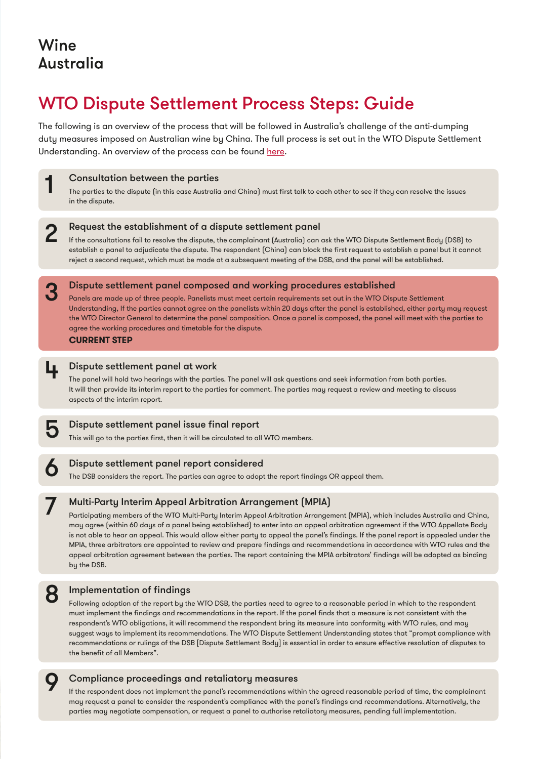Wine
Australia

# WTO Dispute Settlement Process Steps: Guide

The following is an overview of the process that will be followed in Australia's challenge of the anti-dumping duty measures imposed on Australian wine by China. The full process is set out in the WTO Dispute Settlement Understanding. An overview of the process can be found here.

## 1 Consultation between the parties

The parties to the dispute (in this case Australia and China) must first talk to each other to see if they can resolve the issues in the dispute.

## 2 Request the establishment of a dispute settlement panel

If the consultations fail to resolve the dispute, the complainant (Australia) can ask the WTO Dispute Settlement Body (DSB) to establish a panel to adjudicate the dispute. The respondent (China) can block the first request to establish a panel but it cannot reject a second request, which must be made at a subsequent meeting of the DSB, and the panel will be established.

## 3 Dispute settlement panel composed and working procedures established

Panels are made up of three people. Panelists must meet certain requirements set out in the WTO Dispute Settlement Understanding, If the parties cannot agree on the panelists within 20 days after the panel is established, either party may request the WTO Director General to determine the panel composition. Once a panel is composed, the panel will meet with the parties to agree the working procedures and timetable for the dispute.

**CURRENT STEP**

## 4 Dispute settlement panel at work

The panel will hold two hearings with the parties. The panel will ask questions and seek information from both parties. It will then provide its interim report to the parties for comment. The parties may request a review and meeting to discuss aspects of the interim report.

## 5 Dispute settlement panel issue final report

This will go to the parties first, then it will be circulated to all WTO members.

## 6 Dispute settlement panel report considered

The DSB considers the report. The parties can agree to adopt the report findings OR appeal them.

## 7 Multi-Party Interim Appeal Arbitration Arrangement (MPIA)

Participating members of the WTO Multi-Party Interim Appeal Arbitration Arrangement (MPIA), which includes Australia and China, may agree (within 60 days of a panel being established) to enter into an appeal arbitration agreement if the WTO Appellate Body is not able to hear an appeal. This would allow either party to appeal the panel's findings. If the panel report is appealed under the MPIA, three arbitrators are appointed to review and prepare findings and recommendations in accordance with WTO rules and the appeal arbitration agreement between the parties. The report containing the MPIA arbitrators' findings will be adopted as binding by the DSB.

## 8 Implementation of findings

Following adoption of the report by the WTO DSB, the parties need to agree to a reasonable period in which to the respondent must implement the findings and recommendations in the report. If the panel finds that a measure is not consistent with the respondent's WTO obligations, it will recommend the respondent bring its measure into conformity with WTO rules, and may suggest ways to implement its recommendations. The WTO Dispute Settlement Understanding states that "prompt compliance with recommendations or rulings of the DSB [Dispute Settlement Body] is essential in order to ensure effective resolution of disputes to the benefit of all Members".

## 9 Compliance proceedings and retaliatory measures

If the respondent does not implement the panel's recommendations within the agreed reasonable period of time, the complainant may request a panel to consider the respondent's compliance with the panel's findings and recommendations. Alternatively, the parties may negotiate compensation, or request a panel to authorise retaliatory measures, pending full implementation.